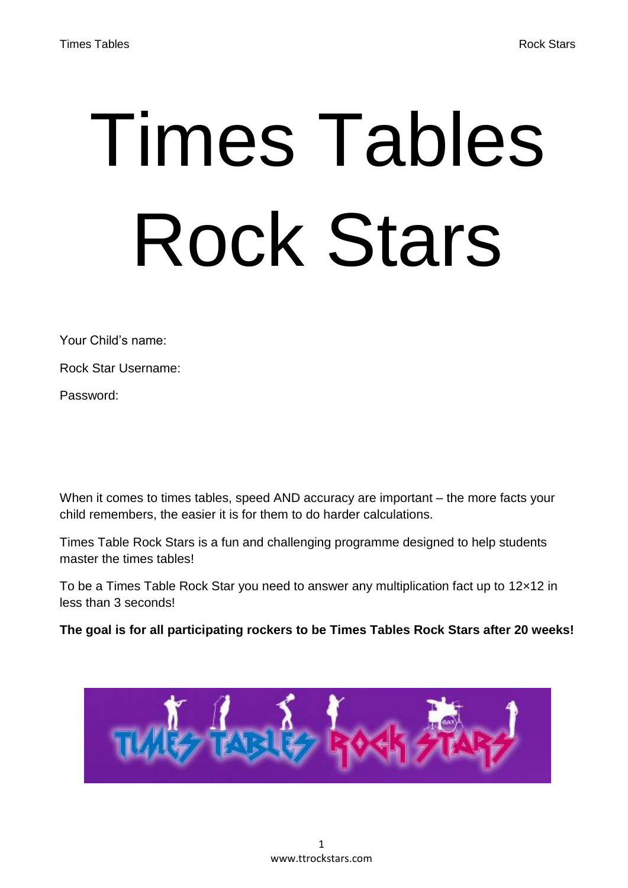# Times Tables Rock Stars

Your Child's name:

Rock Star Username:

Password:

When it comes to times tables, speed AND accuracy are important – the more facts your child remembers, the easier it is for them to do harder calculations.

Times Table Rock Stars is a fun and challenging programme designed to help students master the times tables!

To be a Times Table Rock Star you need to answer any multiplication fact up to 12×12 in less than 3 seconds!

**The goal is for all participating rockers to be Times Tables Rock Stars after 20 weeks!**

www.ttrockstars.com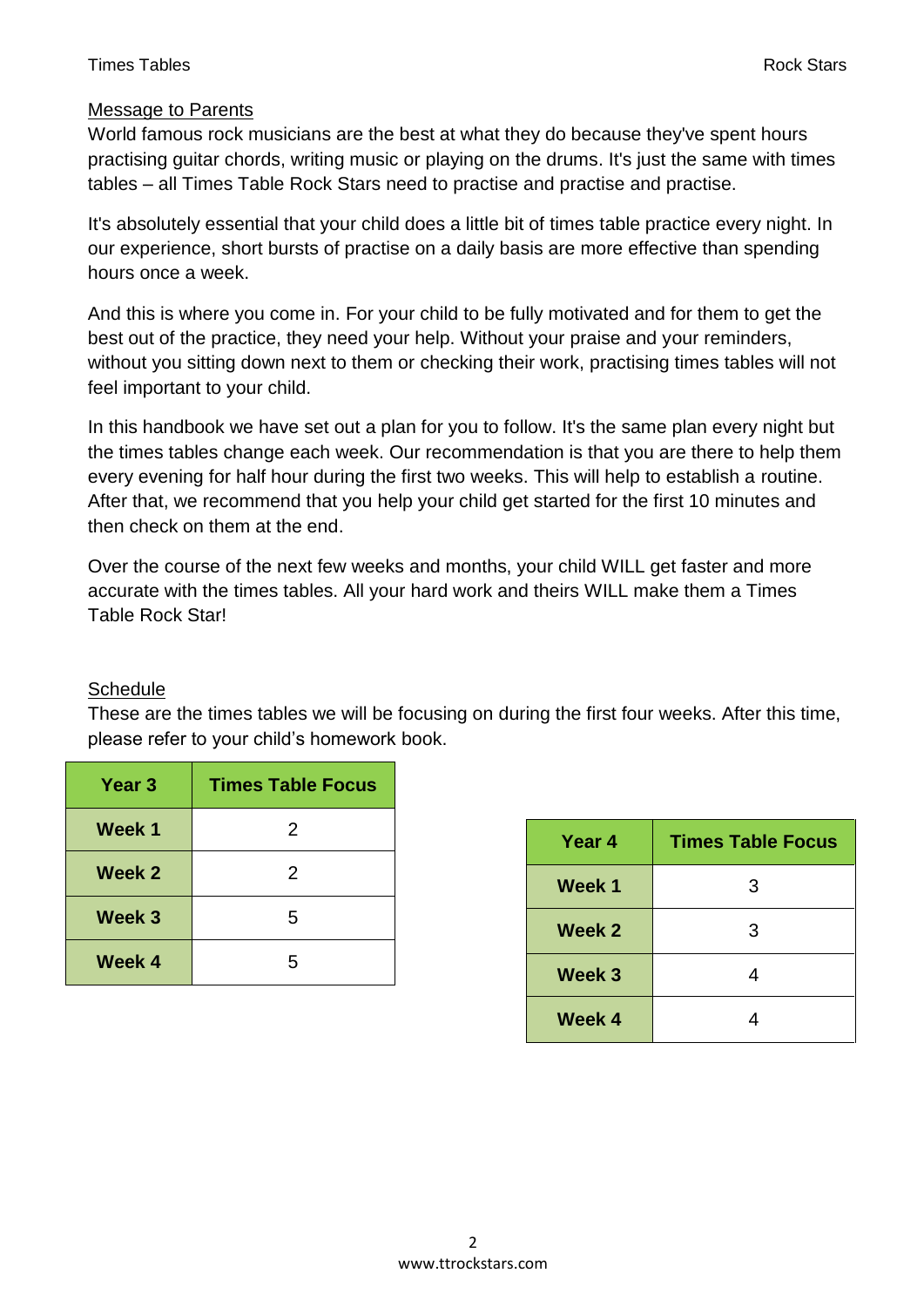## Message to Parents

World famous rock musicians are the best at what they do because they've spent hours practising guitar chords, writing music or playing on the drums. It's just the same with times tables – all Times Table Rock Stars need to practise and practise and practise.

It's absolutely essential that your child does a little bit of times table practice every night. In our experience, short bursts of practise on a daily basis are more effective than spending hours once a week.

And this is where you come in. For your child to be fully motivated and for them to get the best out of the practice, they need your help. Without your praise and your reminders, without you sitting down next to them or checking their work, practising times tables will not feel important to your child.

In this handbook we have set out a plan for you to follow. It's the same plan every night but the times tables change each week. Our recommendation is that you are there to help them every evening for half hour during the first two weeks. This will help to establish a routine. After that, we recommend that you help your child get started for the first 10 minutes and then check on them at the end.

Over the course of the next few weeks and months, your child WILL get faster and more accurate with the times tables. All your hard work and theirs WILL make them a Times Table Rock Star!

## Schedule

These are the times tables we will be focusing on during the first four weeks. After this time, please refer to your child's homework book.

| Year 3 | Times Table Focus |
| --- | --- |
| Week 1 | 2 |
| Week 2 | 2 |
| Week 3 | 5 |
| Week 4 | 5 |

| Year 4 | Times Table Focus |
| --- | --- |
| Week 1 | 3 |
| Week 2 | 3 |
| Week 3 | 4 |
| Week 4 | 4 |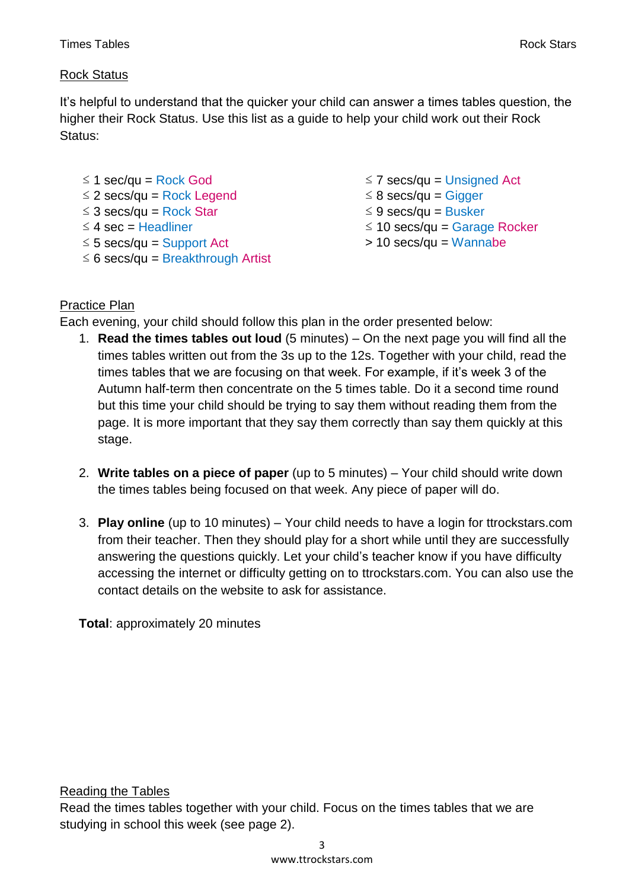## Rock Status

It's helpful to understand that the quicker your child can answer a times tables question, the higher their Rock Status. Use this list as a guide to help your child work out their Rock Status:

- ≤ 1 sec/qu = Rock God
- ≤ 2 secs/qu = Rock Legend
- ≤ 3 secs/qu = Rock Star
- ≤ 4 sec = Headliner
- ≤ 5 secs/qu = Support Act
- ≤ 6 secs/qu = Breakthrough Artist
- ≤ 7 secs/qu = Unsigned Act
- ≤ 8 secs/qu = Gigger
- ≤ 9 secs/qu = Busker
- ≤ 10 secs/qu = Garage Rocker
- > 10 secs/qu = Wannabe

## Practice Plan

Each evening, your child should follow this plan in the order presented below:

1. **Read the times tables out loud** (5 minutes) – On the next page you will find all the times tables written out from the 3s up to the 12s. Together with your child, read the times tables that we are focusing on that week. For example, if it's week 3 of the Autumn half-term then concentrate on the 5 times table. Do it a second time round but this time your child should be trying to say them without reading them from the page. It is more important that they say them correctly than say them quickly at this stage.

2. **Write tables on a piece of paper** (up to 5 minutes) – Your child should write down the times tables being focused on that week. Any piece of paper will do.

3. **Play online** (up to 10 minutes) – Your child needs to have a login for ttrockstars.com from their teacher. Then they should play for a short while until they are successfully answering the questions quickly. Let your child's teacher know if you have difficulty accessing the internet or difficulty getting on to ttrockstars.com. You can also use the contact details on the website to ask for assistance.

**Total**: approximately 20 minutes

## Reading the Tables

Read the times tables together with your child. Focus on the times tables that we are studying in school this week (see page 2).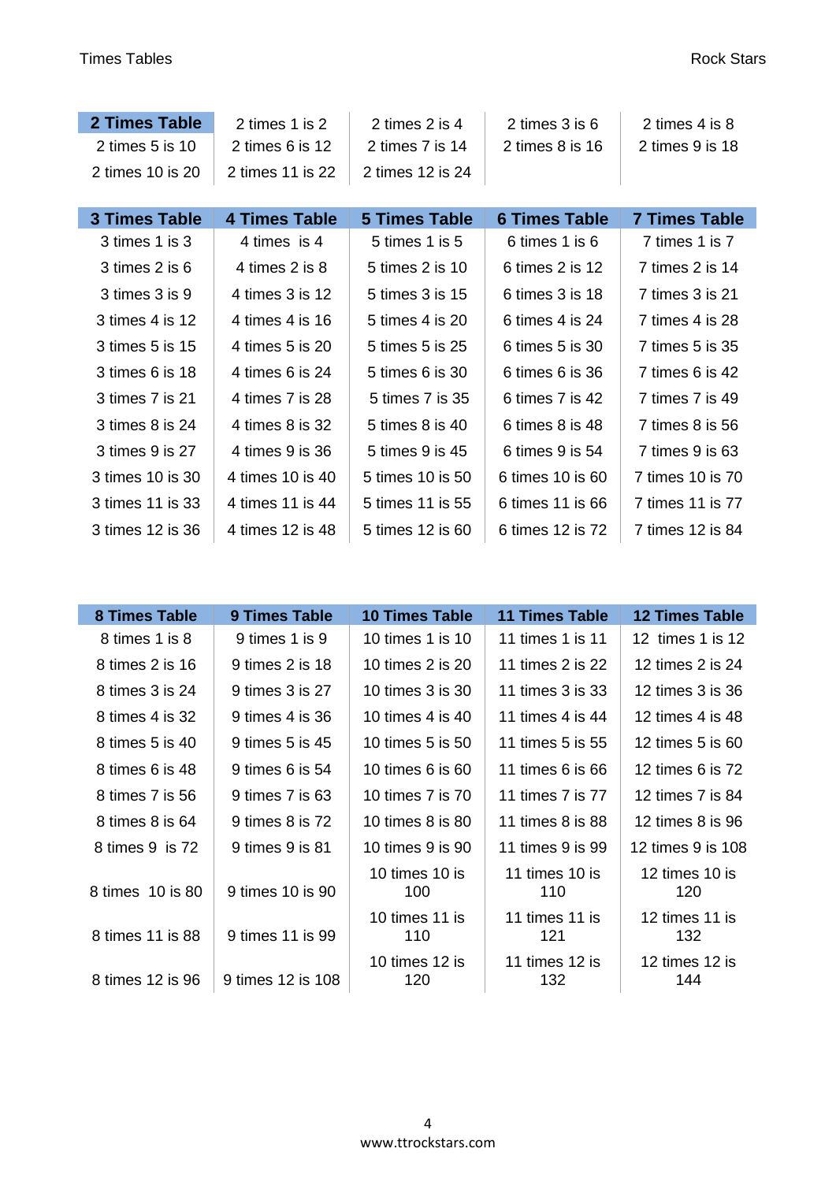| 2 Times Table | 2 times 1 is 2 | 2 times 2 is 4 | 2 times 3 is 6 | 2 times 4 is 8 |
|---|---|---|---|---|
| 2 times 5 is 10 | 2 times 6 is 12 | 2 times 7 is 14 | 2 times 8 is 16 | 2 times 9 is 18 |
| 2 times 10 is 20 | 2 times 11 is 22 | 2 times 12 is 24 | | |

| 3 Times Table | 4 Times Table | 5 Times Table | 6 Times Table | 7 Times Table |
|---|---|---|---|---|
| 3 times 1 is 3 | 4 times is 4 | 5 times 1 is 5 | 6 times 1 is 6 | 7 times 1 is 7 |
| 3 times 2 is 6 | 4 times 2 is 8 | 5 times 2 is 10 | 6 times 2 is 12 | 7 times 2 is 14 |
| 3 times 3 is 9 | 4 times 3 is 12 | 5 times 3 is 15 | 6 times 3 is 18 | 7 times 3 is 21 |
| 3 times 4 is 12 | 4 times 4 is 16 | 5 times 4 is 20 | 6 times 4 is 24 | 7 times 4 is 28 |
| 3 times 5 is 15 | 4 times 5 is 20 | 5 times 5 is 25 | 6 times 5 is 30 | 7 times 5 is 35 |
| 3 times 6 is 18 | 4 times 6 is 24 | 5 times 6 is 30 | 6 times 6 is 36 | 7 times 6 is 42 |
| 3 times 7 is 21 | 4 times 7 is 28 | 5 times 7 is 35 | 6 times 7 is 42 | 7 times 7 is 49 |
| 3 times 8 is 24 | 4 times 8 is 32 | 5 times 8 is 40 | 6 times 8 is 48 | 7 times 8 is 56 |
| 3 times 9 is 27 | 4 times 9 is 36 | 5 times 9 is 45 | 6 times 9 is 54 | 7 times 9 is 63 |
| 3 times 10 is 30 | 4 times 10 is 40 | 5 times 10 is 50 | 6 times 10 is 60 | 7 times 10 is 70 |
| 3 times 11 is 33 | 4 times 11 is 44 | 5 times 11 is 55 | 6 times 11 is 66 | 7 times 11 is 77 |
| 3 times 12 is 36 | 4 times 12 is 48 | 5 times 12 is 60 | 6 times 12 is 72 | 7 times 12 is 84 |

| 8 Times Table | 9 Times Table | 10 Times Table | 11 Times Table | 12 Times Table |
|---|---|---|---|---|
| 8 times 1 is 8 | 9 times 1 is 9 | 10 times 1 is 10 | 11 times 1 is 11 | 12 times 1 is 12 |
| 8 times 2 is 16 | 9 times 2 is 18 | 10 times 2 is 20 | 11 times 2 is 22 | 12 times 2 is 24 |
| 8 times 3 is 24 | 9 times 3 is 27 | 10 times 3 is 30 | 11 times 3 is 33 | 12 times 3 is 36 |
| 8 times 4 is 32 | 9 times 4 is 36 | 10 times 4 is 40 | 11 times 4 is 44 | 12 times 4 is 48 |
| 8 times 5 is 40 | 9 times 5 is 45 | 10 times 5 is 50 | 11 times 5 is 55 | 12 times 5 is 60 |
| 8 times 6 is 48 | 9 times 6 is 54 | 10 times 6 is 60 | 11 times 6 is 66 | 12 times 6 is 72 |
| 8 times 7 is 56 | 9 times 7 is 63 | 10 times 7 is 70 | 11 times 7 is 77 | 12 times 7 is 84 |
| 8 times 8 is 64 | 9 times 8 is 72 | 10 times 8 is 80 | 11 times 8 is 88 | 12 times 8 is 96 |
| 8 times 9 is 72 | 9 times 9 is 81 | 10 times 9 is 90 | 11 times 9 is 99 | 12 times 9 is 108 |
| 8 times 10 is 80 | 9 times 10 is 90 | 10 times 10 is 100 | 11 times 10 is 110 | 12 times 10 is 120 |
| 8 times 11 is 88 | 9 times 11 is 99 | 10 times 11 is 110 | 11 times 11 is 121 | 12 times 11 is 132 |
| 8 times 12 is 96 | 9 times 12 is 108 | 10 times 12 is 120 | 11 times 12 is 132 | 12 times 12 is 144 |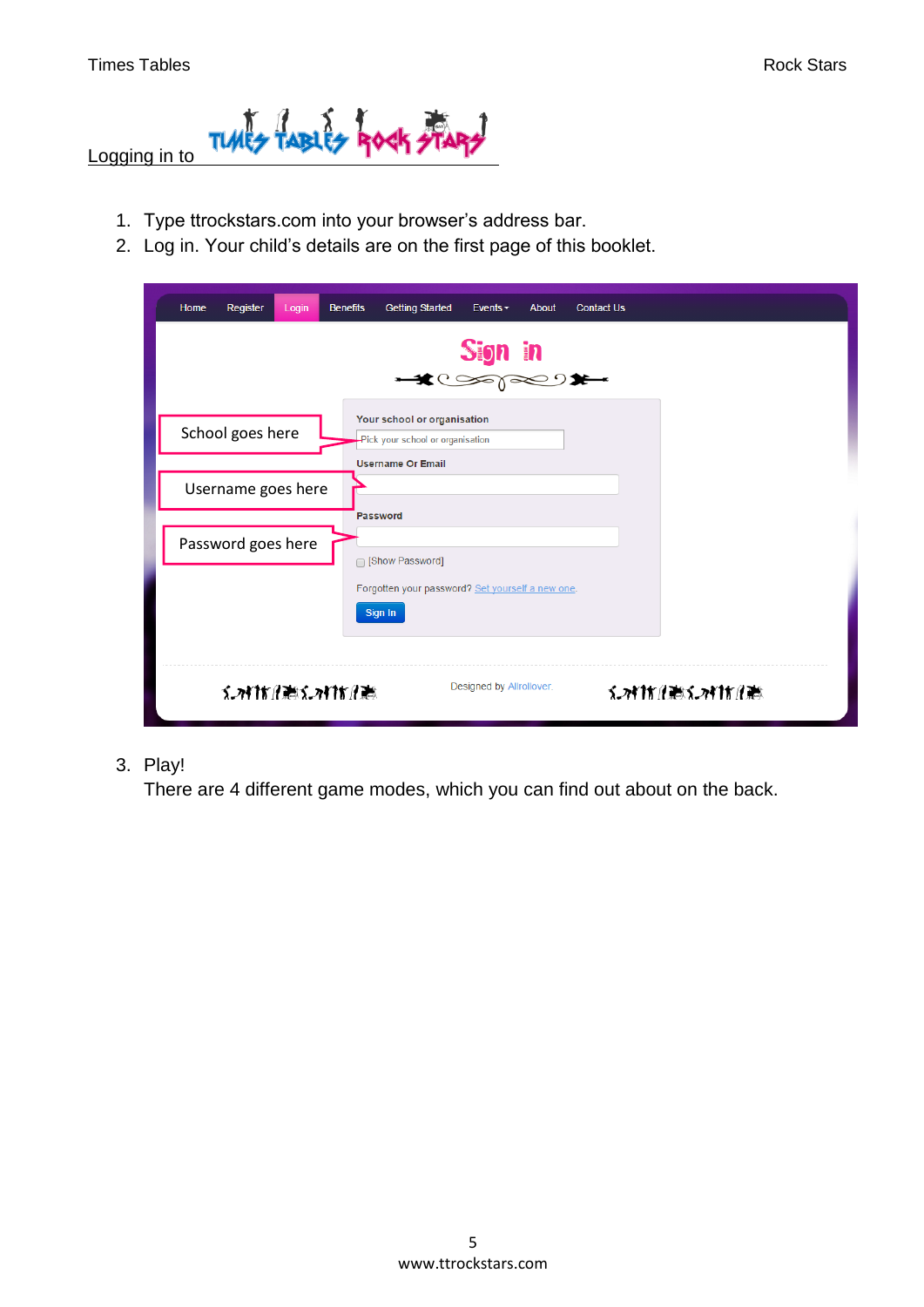## Logging in to TIMES TABLES ROCK STARS

1. Type ttrockstars.com into your browser's address bar.
2. Log in. Your child's details are on the first page of this booklet.

School goes here

Username goes here

Password goes here

3. Play!
   There are 4 different game modes, which you can find out about on the back.

www.ttrockstars.com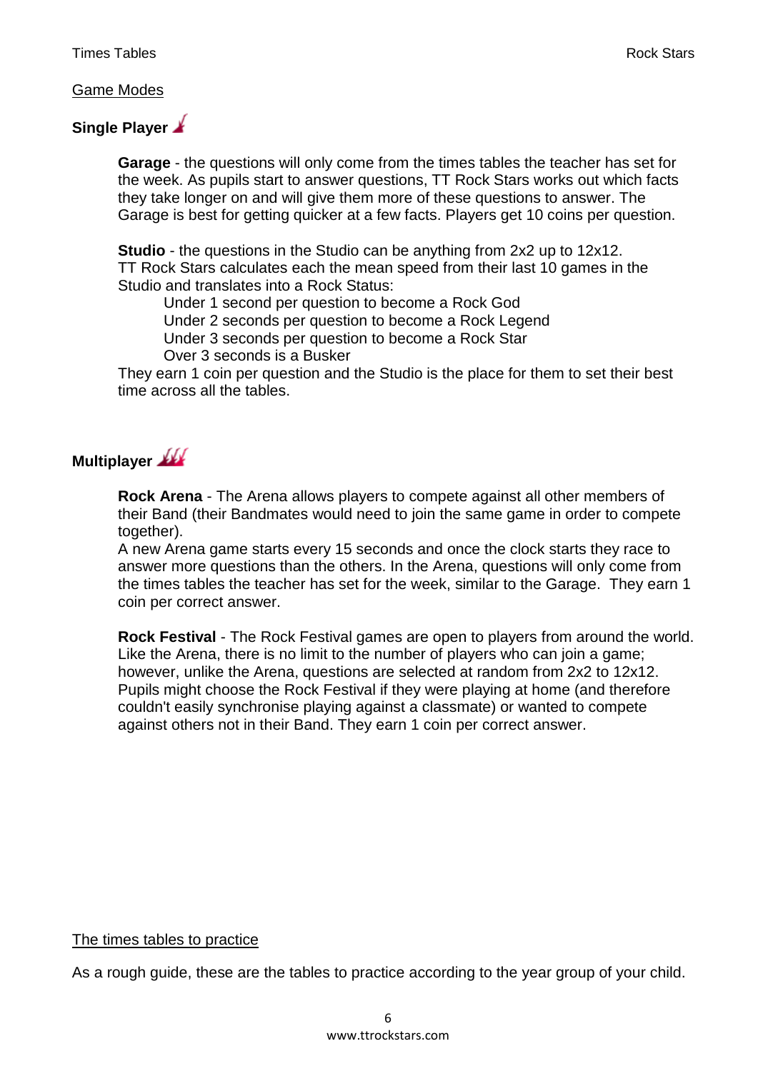## Game Modes

### Single Player

**Garage** - the questions will only come from the times tables the teacher has set for the week. As pupils start to answer questions, TT Rock Stars works out which facts they take longer on and will give them more of these questions to answer. The Garage is best for getting quicker at a few facts. Players get 10 coins per question.

**Studio** - the questions in the Studio can be anything from 2x2 up to 12x12. TT Rock Stars calculates each the mean speed from their last 10 games in the Studio and translates into a Rock Status:

Under 1 second per question to become a Rock God
Under 2 seconds per question to become a Rock Legend
Under 3 seconds per question to become a Rock Star
Over 3 seconds is a Busker

They earn 1 coin per question and the Studio is the place for them to set their best time across all the tables.

### Multiplayer

**Rock Arena** - The Arena allows players to compete against all other members of their Band (their Bandmates would need to join the same game in order to compete together).
A new Arena game starts every 15 seconds and once the clock starts they race to answer more questions than the others. In the Arena, questions will only come from the times tables the teacher has set for the week, similar to the Garage. They earn 1 coin per correct answer.

**Rock Festival** - The Rock Festival games are open to players from around the world. Like the Arena, there is no limit to the number of players who can join a game; however, unlike the Arena, questions are selected at random from 2x2 to 12x12. Pupils might choose the Rock Festival if they were playing at home (and therefore couldn't easily synchronise playing against a classmate) or wanted to compete against others not in their Band. They earn 1 coin per correct answer.

## The times tables to practice

As a rough guide, these are the tables to practice according to the year group of your child.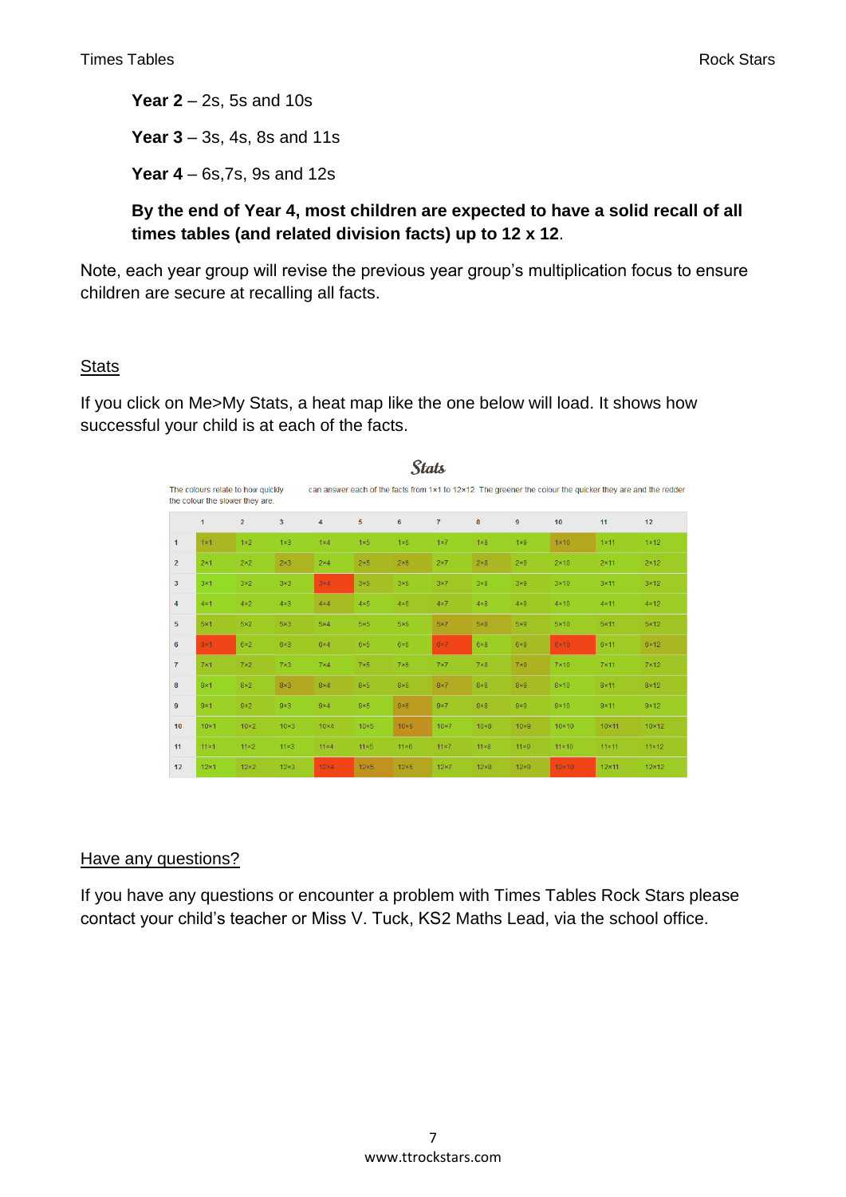**Year 2** – 2s, 5s and 10s

**Year 3** – 3s, 4s, 8s and 11s

**Year 4** – 6s,7s, 9s and 12s

**By the end of Year 4, most children are expected to have a solid recall of all times tables (and related division facts) up to 12 x 12**.

Note, each year group will revise the previous year group's multiplication focus to ensure children are secure at recalling all facts.

## Stats

If you click on Me>My Stats, a heat map like the one below will load. It shows how successful your child is at each of the facts.

*Stats*

The colours relate to how quickly the colour the slower they are. can answer each of the facts from 1×1 to 12×12. The greener the colour the quicker they are and the redder

| | 1 | 2 | 3 | 4 | 5 | 6 | 7 | 8 | 9 | 10 | 11 | 12 |
|---|---|---|---|---|---|---|---|---|---|---|---|---|
| 1 | 1×1 | 1×2 | 1×3 | 1×4 | 1×5 | 1×6 | 1×7 | 1×8 | 1×9 | 1×10 | 1×11 | 1×12 |
| 2 | 2×1 | 2×2 | 2×3 | 2×4 | 2×5 | 2×6 | 2×7 | 2×8 | 2×9 | 2×10 | 2×11 | 2×12 |
| 3 | 3×1 | 3×2 | 3×3 | 3×4 | 3×5 | 3×6 | 3×7 | 3×8 | 3×9 | 3×10 | 3×11 | 3×12 |
| 4 | 4×1 | 4×2 | 4×3 | 4×4 | 4×5 | 4×6 | 4×7 | 4×8 | 4×9 | 4×10 | 4×11 | 4×12 |
| 5 | 5×1 | 5×2 | 5×3 | 5×4 | 5×5 | 5×6 | 5×7 | 5×8 | 5×9 | 5×10 | 5×11 | 5×12 |
| 6 | 6×1 | 6×2 | 6×3 | 6×4 | 6×5 | 6×6 | 6×7 | 6×8 | 6×9 | 6×10 | 6×11 | 6×12 |
| 7 | 7×1 | 7×2 | 7×3 | 7×4 | 7×5 | 7×6 | 7×7 | 7×8 | 7×9 | 7×10 | 7×11 | 7×12 |
| 8 | 8×1 | 8×2 | 8×3 | 8×4 | 8×5 | 8×6 | 8×7 | 8×8 | 8×9 | 8×10 | 8×11 | 8×12 |
| 9 | 9×1 | 9×2 | 9×3 | 9×4 | 9×5 | 9×6 | 9×7 | 9×8 | 9×9 | 9×10 | 9×11 | 9×12 |
| 10 | 10×1 | 10×2 | 10×3 | 10×4 | 10×5 | 10×6 | 10×7 | 10×8 | 10×9 | 10×10 | 10×11 | 10×12 |
| 11 | 11×1 | 11×2 | 11×3 | 11×4 | 11×5 | 11×6 | 11×7 | 11×8 | 11×9 | 11×10 | 11×11 | 11×12 |
| 12 | 12×1 | 12×2 | 12×3 | 12×4 | 12×5 | 12×6 | 12×7 | 12×8 | 12×9 | 12×10 | 12×11 | 12×12 |

## Have any questions?

If you have any questions or encounter a problem with Times Tables Rock Stars please contact your child's teacher or Miss V. Tuck, KS2 Maths Lead, via the school office.